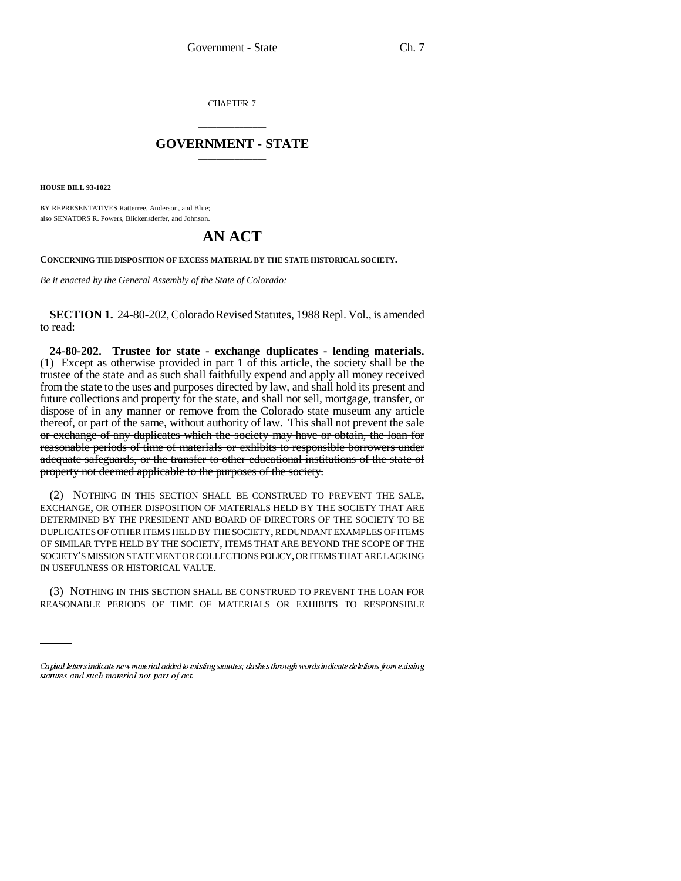CHAPTER 7

# GOVERNMENT - STATE

**HOUSE BILL 93-1022**

BY REPRESENTATIVES Ratterree, Anderson, and Blue;
also SENATORS R. Powers, Blickensderfer, and Johnson.

# AN ACT

**CONCERNING THE DISPOSITION OF EXCESS MATERIAL BY THE STATE HISTORICAL SOCIETY.**

*Be it enacted by the General Assembly of the State of Colorado:*

**SECTION 1.** 24-80-202, Colorado Revised Statutes, 1988 Repl. Vol., is amended to read:

**24-80-202. Trustee for state - exchange duplicates - lending materials.** (1) Except as otherwise provided in part 1 of this article, the society shall be the trustee of the state and as such shall faithfully expend and apply all money received from the state to the uses and purposes directed by law, and shall hold its present and future collections and property for the state, and shall not sell, mortgage, transfer, or dispose of in any manner or remove from the Colorado state museum any article thereof, or part of the same, without authority of law. ~~This shall not prevent the sale or exchange of any duplicates which the society may have or obtain, the loan for reasonable periods of time of materials or exhibits to responsible borrowers under adequate safeguards, or the transfer to other educational institutions of the state of property not deemed applicable to the purposes of the society.~~

(2) NOTHING IN THIS SECTION SHALL BE CONSTRUED TO PREVENT THE SALE, EXCHANGE, OR OTHER DISPOSITION OF MATERIALS HELD BY THE SOCIETY THAT ARE DETERMINED BY THE PRESIDENT AND BOARD OF DIRECTORS OF THE SOCIETY TO BE DUPLICATES OF OTHER ITEMS HELD BY THE SOCIETY, REDUNDANT EXAMPLES OF ITEMS OF SIMILAR TYPE HELD BY THE SOCIETY, ITEMS THAT ARE BEYOND THE SCOPE OF THE SOCIETY'S MISSION STATEMENT OR COLLECTIONS POLICY, OR ITEMS THAT ARE LACKING IN USEFULNESS OR HISTORICAL VALUE.

(3) NOTHING IN THIS SECTION SHALL BE CONSTRUED TO PREVENT THE LOAN FOR REASONABLE PERIODS OF TIME OF MATERIALS OR EXHIBITS TO RESPONSIBLE

*Capital letters indicate new material added to existing statutes; dashes through words indicate deletions from existing statutes and such material not part of act.*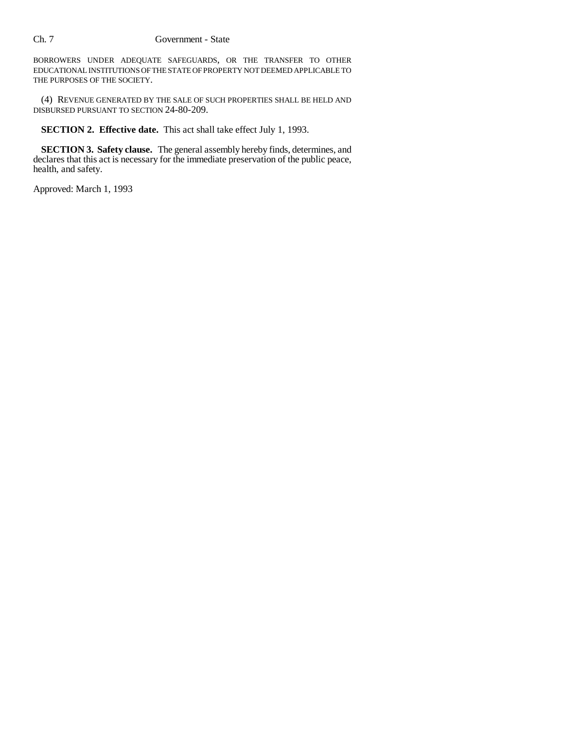BORROWERS UNDER ADEQUATE SAFEGUARDS, OR THE TRANSFER TO OTHER EDUCATIONAL INSTITUTIONS OF THE STATE OF PROPERTY NOT DEEMED APPLICABLE TO THE PURPOSES OF THE SOCIETY.

(4) REVENUE GENERATED BY THE SALE OF SUCH PROPERTIES SHALL BE HELD AND DISBURSED PURSUANT TO SECTION 24-80-209.

**SECTION 2. Effective date.** This act shall take effect July 1, 1993.

**SECTION 3. Safety clause.** The general assembly hereby finds, determines, and declares that this act is necessary for the immediate preservation of the public peace, health, and safety.

Approved: March 1, 1993